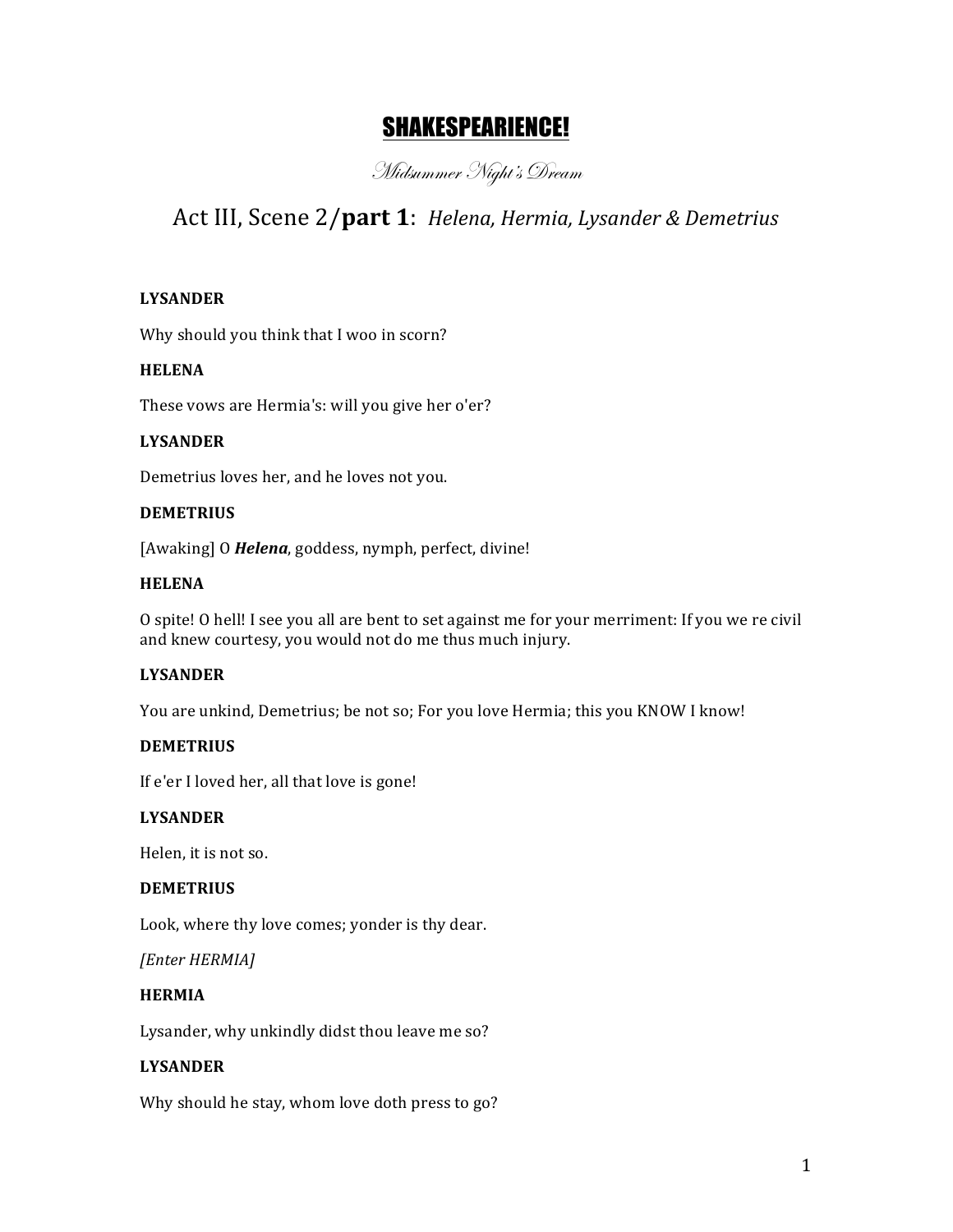# SHAKESPEARIENCE!

*Midsummer Night's Dream*

## Act III, Scene 2/**part 1**: *Helena, Hermia, Lysander & Demetrius*

**LYSANDER**

Why should you think that I woo in scorn?

**HELENA**

These vows are Hermia's: will you give her o'er?

**LYSANDER**

Demetrius loves her, and he loves not you.

**DEMETRIUS**

[Awaking] O ***Helena***, goddess, nymph, perfect, divine!

**HELENA**

O spite! O hell! I see you all are bent to set against me for your merriment: If you we re civil and knew courtesy, you would not do me thus much injury.

**LYSANDER**

You are unkind, Demetrius; be not so; For you love Hermia; this you KNOW I know!

**DEMETRIUS**

If e'er I loved her, all that love is gone!

**LYSANDER**

Helen, it is not so.

**DEMETRIUS**

Look, where thy love comes; yonder is thy dear.

*[Enter HERMIA]*

**HERMIA**

Lysander, why unkindly didst thou leave me so?

**LYSANDER**

Why should he stay, whom love doth press to go?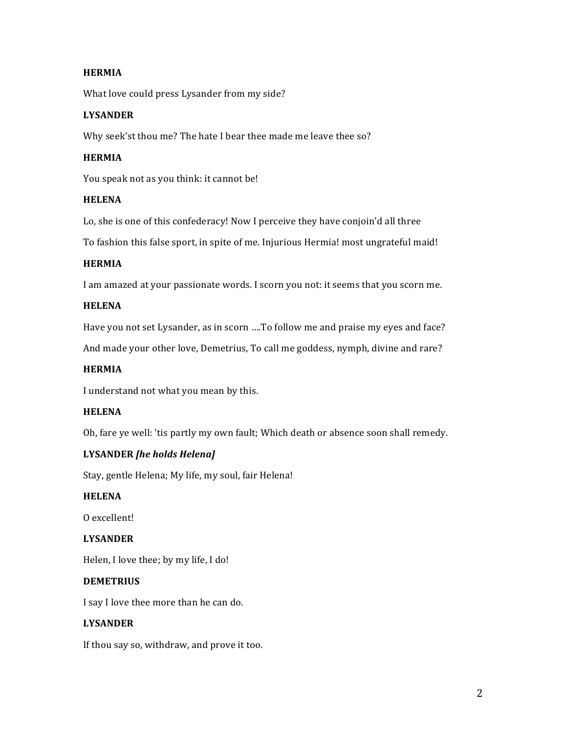**HERMIA**

What love could press Lysander from my side?

**LYSANDER**

Why seek'st thou me? The hate I bear thee made me leave thee so?

**HERMIA**

You speak not as you think: it cannot be!

**HELENA**

Lo, she is one of this confederacy! Now I perceive they have conjoin'd all three

To fashion this false sport, in spite of me. Injurious Hermia! most ungrateful maid!

**HERMIA**

I am amazed at your passionate words. I scorn you not: it seems that you scorn me.

**HELENA**

Have you not set Lysander, as in scorn ....To follow me and praise my eyes and face?

And made your other love, Demetrius, To call me goddess, nymph, divine and rare?

**HERMIA**

I understand not what you mean by this.

**HELENA**

Oh, fare ye well: 'tis partly my own fault; Which death or absence soon shall remedy.

**LYSANDER *[he holds Helena]***

Stay, gentle Helena; My life, my soul, fair Helena!

**HELENA**

O excellent!

**LYSANDER**

Helen, I love thee; by my life, I do!

**DEMETRIUS**

I say I love thee more than he can do.

**LYSANDER**

If thou say so, withdraw, and prove it too.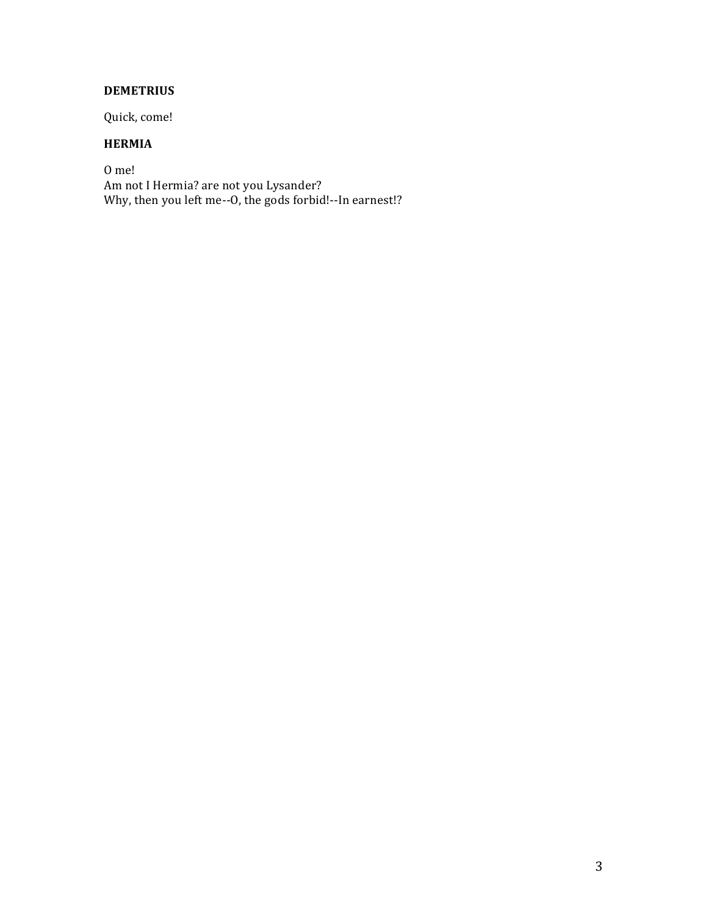**DEMETRIUS**

Quick, come!

**HERMIA**

O me!
Am not I Hermia? are not you Lysander?
Why, then you left me--O, the gods forbid!--In earnest!?